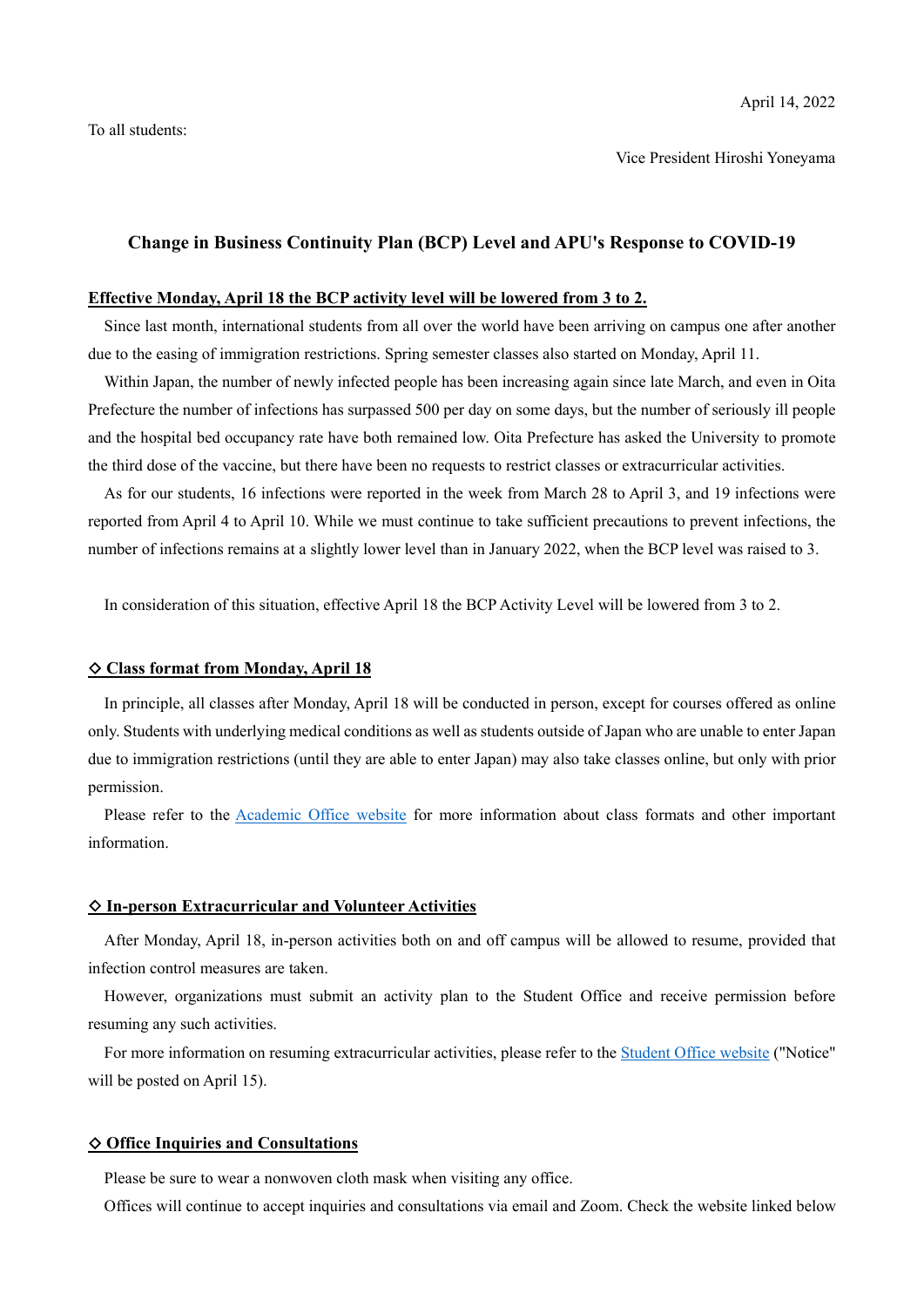April 14, 2022

To all students:

Vice President Hiroshi Yoneyama

## Change in Business Continuity Plan (BCP) Level and APU's Response to COVID-19

**Effective Monday, April 18 the BCP activity level will be lowered from 3 to 2.**

Since last month, international students from all over the world have been arriving on campus one after another due to the easing of immigration restrictions. Spring semester classes also started on Monday, April 11.

Within Japan, the number of newly infected people has been increasing again since late March, and even in Oita Prefecture the number of infections has surpassed 500 per day on some days, but the number of seriously ill people and the hospital bed occupancy rate have both remained low. Oita Prefecture has asked the University to promote the third dose of the vaccine, but there have been no requests to restrict classes or extracurricular activities.

As for our students, 16 infections were reported in the week from March 28 to April 3, and 19 infections were reported from April 4 to April 10. While we must continue to take sufficient precautions to prevent infections, the number of infections remains at a slightly lower level than in January 2022, when the BCP level was raised to 3.

In consideration of this situation, effective April 18 the BCP Activity Level will be lowered from 3 to 2.

### ◇ Class format from Monday, April 18

In principle, all classes after Monday, April 18 will be conducted in person, except for courses offered as online only. Students with underlying medical conditions as well as students outside of Japan who are unable to enter Japan due to immigration restrictions (until they are able to enter Japan) may also take classes online, but only with prior permission.

Please refer to the Academic Office website for more information about class formats and other important information.

### ◇ In-person Extracurricular and Volunteer Activities

After Monday, April 18, in-person activities both on and off campus will be allowed to resume, provided that infection control measures are taken.

However, organizations must submit an activity plan to the Student Office and receive permission before resuming any such activities.

For more information on resuming extracurricular activities, please refer to the Student Office website ("Notice" will be posted on April 15).

### ◇ Office Inquiries and Consultations

Please be sure to wear a nonwoven cloth mask when visiting any office.

Offices will continue to accept inquiries and consultations via email and Zoom. Check the website linked below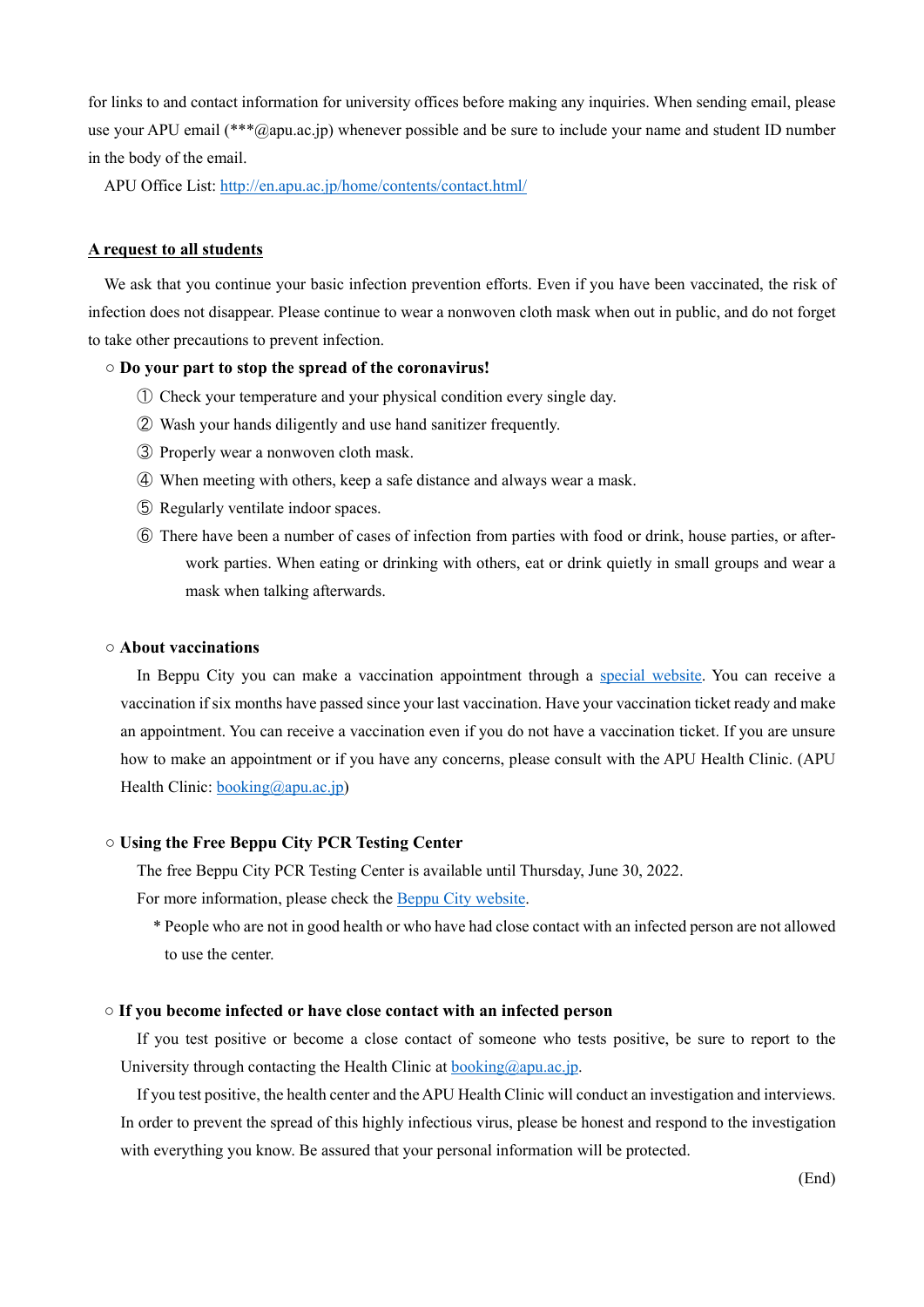for links to and contact information for university offices before making any inquiries. When sending email, please use your APU email (***@apu.ac.jp) whenever possible and be sure to include your name and student ID number in the body of the email.

APU Office List: [http://en.apu.ac.jp/home/contents/contact.html/](http://en.apu.ac.jp/home/contents/contact.html/)

## A request to all students

We ask that you continue your basic infection prevention efforts. Even if you have been vaccinated, the risk of infection does not disappear. Please continue to wear a nonwoven cloth mask when out in public, and do not forget to take other precautions to prevent infection.

### ○ Do your part to stop the spread of the coronavirus!

① Check your temperature and your physical condition every single day.

② Wash your hands diligently and use hand sanitizer frequently.

③ Properly wear a nonwoven cloth mask.

④ When meeting with others, keep a safe distance and always wear a mask.

⑤ Regularly ventilate indoor spaces.

⑥ There have been a number of cases of infection from parties with food or drink, house parties, or after-work parties. When eating or drinking with others, eat or drink quietly in small groups and wear a mask when talking afterwards.

### ○ About vaccinations

In Beppu City you can make a vaccination appointment through a special website. You can receive a vaccination if six months have passed since your last vaccination. Have your vaccination ticket ready and make an appointment. You can receive a vaccination even if you do not have a vaccination ticket. If you are unsure how to make an appointment or if you have any concerns, please consult with the APU Health Clinic. (APU Health Clinic: booking@apu.ac.jp)

### ○ Using the Free Beppu City PCR Testing Center

The free Beppu City PCR Testing Center is available until Thursday, June 30, 2022.

For more information, please check the Beppu City website.

* People who are not in good health or who have had close contact with an infected person are not allowed to use the center.

### ○ If you become infected or have close contact with an infected person

If you test positive or become a close contact of someone who tests positive, be sure to report to the University through contacting the Health Clinic at booking@apu.ac.jp.

If you test positive, the health center and the APU Health Clinic will conduct an investigation and interviews. In order to prevent the spread of this highly infectious virus, please be honest and respond to the investigation with everything you know. Be assured that your personal information will be protected.

(End)